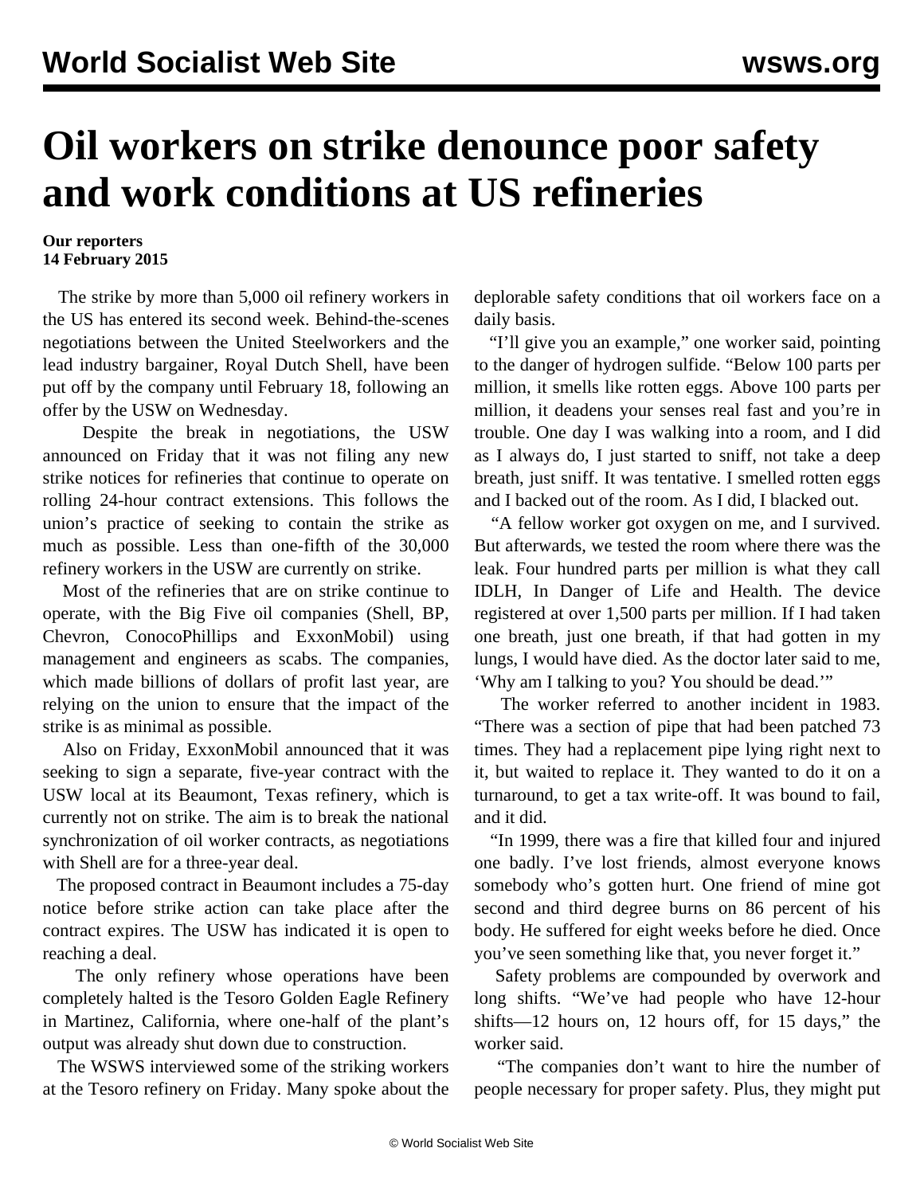# Oil workers on strike denounce poor safety and work conditions at US refineries

**Our reporters**
**14 February 2015**

The strike by more than 5,000 oil refinery workers in the US has entered its second week. Behind-the-scenes negotiations between the United Steelworkers and the lead industry bargainer, Royal Dutch Shell, have been put off by the company until February 18, following an offer by the USW on Wednesday.

Despite the break in negotiations, the USW announced on Friday that it was not filing any new strike notices for refineries that continue to operate on rolling 24-hour contract extensions. This follows the union's practice of seeking to contain the strike as much as possible. Less than one-fifth of the 30,000 refinery workers in the USW are currently on strike.

Most of the refineries that are on strike continue to operate, with the Big Five oil companies (Shell, BP, Chevron, ConocoPhillips and ExxonMobil) using management and engineers as scabs. The companies, which made billions of dollars of profit last year, are relying on the union to ensure that the impact of the strike is as minimal as possible.

Also on Friday, ExxonMobil announced that it was seeking to sign a separate, five-year contract with the USW local at its Beaumont, Texas refinery, which is currently not on strike. The aim is to break the national synchronization of oil worker contracts, as negotiations with Shell are for a three-year deal.

The proposed contract in Beaumont includes a 75-day notice before strike action can take place after the contract expires. The USW has indicated it is open to reaching a deal.

The only refinery whose operations have been completely halted is the Tesoro Golden Eagle Refinery in Martinez, California, where one-half of the plant's output was already shut down due to construction.

The WSWS interviewed some of the striking workers at the Tesoro refinery on Friday. Many spoke about the deplorable safety conditions that oil workers face on a daily basis.

"I'll give you an example," one worker said, pointing to the danger of hydrogen sulfide. "Below 100 parts per million, it smells like rotten eggs. Above 100 parts per million, it deadens your senses real fast and you're in trouble. One day I was walking into a room, and I did as I always do, I just started to sniff, not take a deep breath, just sniff. It was tentative. I smelled rotten eggs and I backed out of the room. As I did, I blacked out.

"A fellow worker got oxygen on me, and I survived. But afterwards, we tested the room where there was the leak. Four hundred parts per million is what they call IDLH, In Danger of Life and Health. The device registered at over 1,500 parts per million. If I had taken one breath, just one breath, if that had gotten in my lungs, I would have died. As the doctor later said to me, 'Why am I talking to you? You should be dead.'"

The worker referred to another incident in 1983. "There was a section of pipe that had been patched 73 times. They had a replacement pipe lying right next to it, but waited to replace it. They wanted to do it on a turnaround, to get a tax write-off. It was bound to fail, and it did.

"In 1999, there was a fire that killed four and injured one badly. I've lost friends, almost everyone knows somebody who's gotten hurt. One friend of mine got second and third degree burns on 86 percent of his body. He suffered for eight weeks before he died. Once you've seen something like that, you never forget it."

Safety problems are compounded by overwork and long shifts. "We've had people who have 12-hour shifts—12 hours on, 12 hours off, for 15 days," the worker said.

"The companies don't want to hire the number of people necessary for proper safety. Plus, they might put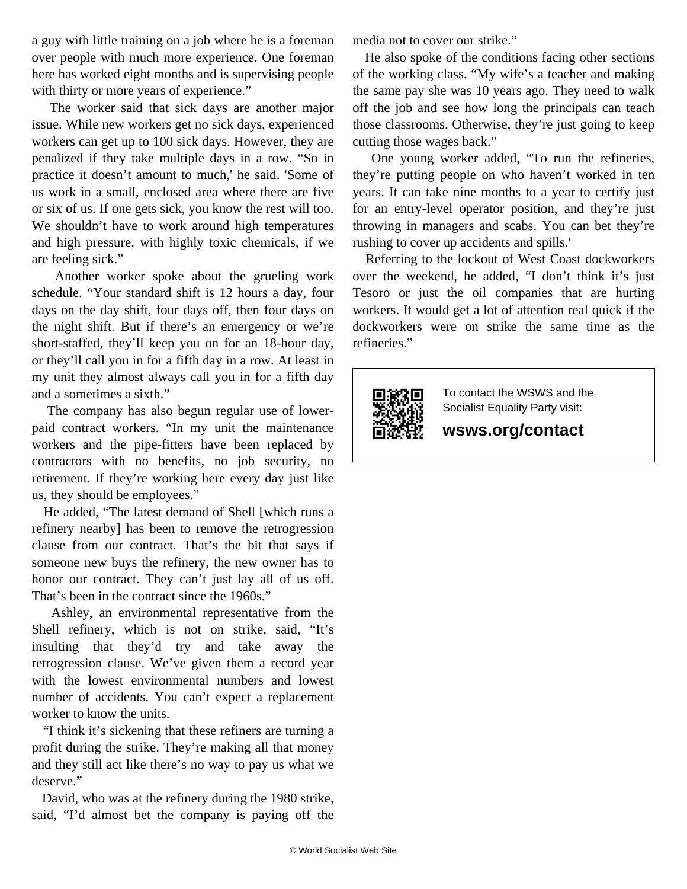a guy with little training on a job where he is a foreman over people with much more experience. One foreman here has worked eight months and is supervising people with thirty or more years of experience."

The worker said that sick days are another major issue. While new workers get no sick days, experienced workers can get up to 100 sick days. However, they are penalized if they take multiple days in a row. "So in practice it doesn't amount to much,' he said. 'Some of us work in a small, enclosed area where there are five or six of us. If one gets sick, you know the rest will too. We shouldn't have to work around high temperatures and high pressure, with highly toxic chemicals, if we are feeling sick."

Another worker spoke about the grueling work schedule. "Your standard shift is 12 hours a day, four days on the day shift, four days off, then four days on the night shift. But if there's an emergency or we're short-staffed, they'll keep you on for an 18-hour day, or they'll call you in for a fifth day in a row. At least in my unit they almost always call you in for a fifth day and a sometimes a sixth."

The company has also begun regular use of lower-paid contract workers. "In my unit the maintenance workers and the pipe-fitters have been replaced by contractors with no benefits, no job security, no retirement. If they're working here every day just like us, they should be employees."

He added, "The latest demand of Shell [which runs a refinery nearby] has been to remove the retrogression clause from our contract. That's the bit that says if someone new buys the refinery, the new owner has to honor our contract. They can't just lay all of us off. That's been in the contract since the 1960s."

Ashley, an environmental representative from the Shell refinery, which is not on strike, said, "It's insulting that they'd try and take away the retrogression clause. We've given them a record year with the lowest environmental numbers and lowest number of accidents. You can't expect a replacement worker to know the units.

"I think it's sickening that these refiners are turning a profit during the strike. They're making all that money and they still act like there's no way to pay us what we deserve."

David, who was at the refinery during the 1980 strike, said, "I'd almost bet the company is paying off the media not to cover our strike."

He also spoke of the conditions facing other sections of the working class. "My wife's a teacher and making the same pay she was 10 years ago. They need to walk off the job and see how long the principals can teach those classrooms. Otherwise, they're just going to keep cutting those wages back."

One young worker added, "To run the refineries, they're putting people on who haven't worked in ten years. It can take nine months to a year to certify just for an entry-level operator position, and they're just throwing in managers and scabs. You can bet they're rushing to cover up accidents and spills.'

Referring to the lockout of West Coast dockworkers over the weekend, he added, "I don't think it's just Tesoro or just the oil companies that are hurting workers. It would get a lot of attention real quick if the dockworkers were on strike the same time as the refineries."

To contact the WSWS and the Socialist Equality Party visit:

**wsws.org/contact**